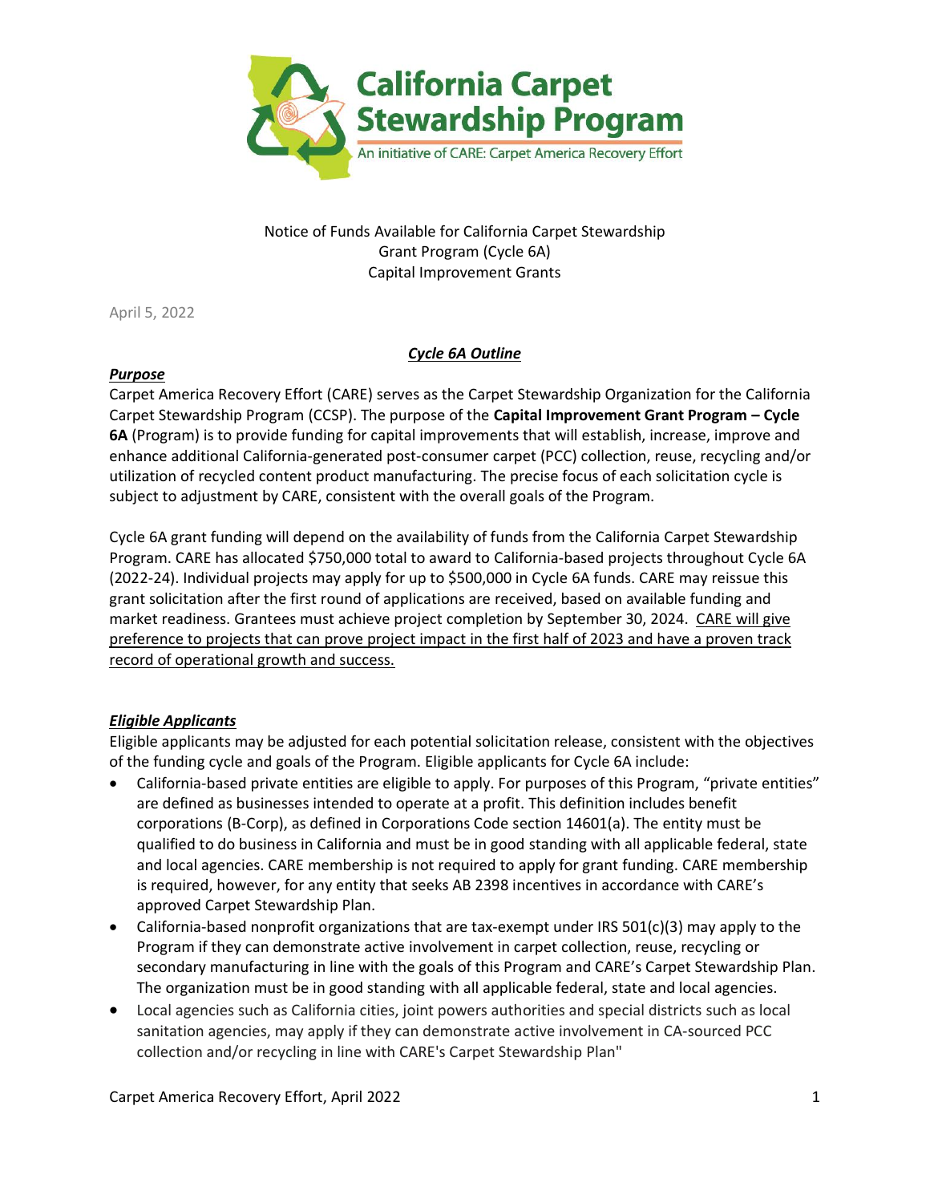**California Carpet Stewardship Program**

An initiative of CARE: Carpet America Recovery Effort

Notice of Funds Available for California Carpet Stewardship Grant Program (Cycle 6A)
Capital Improvement Grants

April 5, 2022

## ***Cycle 6A Outline***

### ***Purpose***

Carpet America Recovery Effort (CARE) serves as the Carpet Stewardship Organization for the California Carpet Stewardship Program (CCSP). The purpose of the **Capital Improvement Grant Program – Cycle 6A** (Program) is to provide funding for capital improvements that will establish, increase, improve and enhance additional California-generated post-consumer carpet (PCC) collection, reuse, recycling and/or utilization of recycled content product manufacturing. The precise focus of each solicitation cycle is subject to adjustment by CARE, consistent with the overall goals of the Program.

Cycle 6A grant funding will depend on the availability of funds from the California Carpet Stewardship Program. CARE has allocated $750,000 total to award to California-based projects throughout Cycle 6A (2022-24). Individual projects may apply for up to $500,000 in Cycle 6A funds. CARE may reissue this grant solicitation after the first round of applications are received, based on available funding and market readiness. Grantees must achieve project completion by September 30, 2024. <u>CARE will give preference to projects that can prove project impact in the first half of 2023 and have a proven track record of operational growth and success.</u>

### ***Eligible Applicants***

Eligible applicants may be adjusted for each potential solicitation release, consistent with the objectives of the funding cycle and goals of the Program. Eligible applicants for Cycle 6A include:

- California-based private entities are eligible to apply. For purposes of this Program, "private entities" are defined as businesses intended to operate at a profit. This definition includes benefit corporations (B-Corp), as defined in Corporations Code section 14601(a). The entity must be qualified to do business in California and must be in good standing with all applicable federal, state and local agencies. CARE membership is not required to apply for grant funding. CARE membership is required, however, for any entity that seeks AB 2398 incentives in accordance with CARE's approved Carpet Stewardship Plan.
- California-based nonprofit organizations that are tax-exempt under IRS 501(c)(3) may apply to the Program if they can demonstrate active involvement in carpet collection, reuse, recycling or secondary manufacturing in line with the goals of this Program and CARE's Carpet Stewardship Plan. The organization must be in good standing with all applicable federal, state and local agencies.
- Local agencies such as California cities, joint powers authorities and special districts such as local sanitation agencies, may apply if they can demonstrate active involvement in CA-sourced PCC collection and/or recycling in line with CARE's Carpet Stewardship Plan"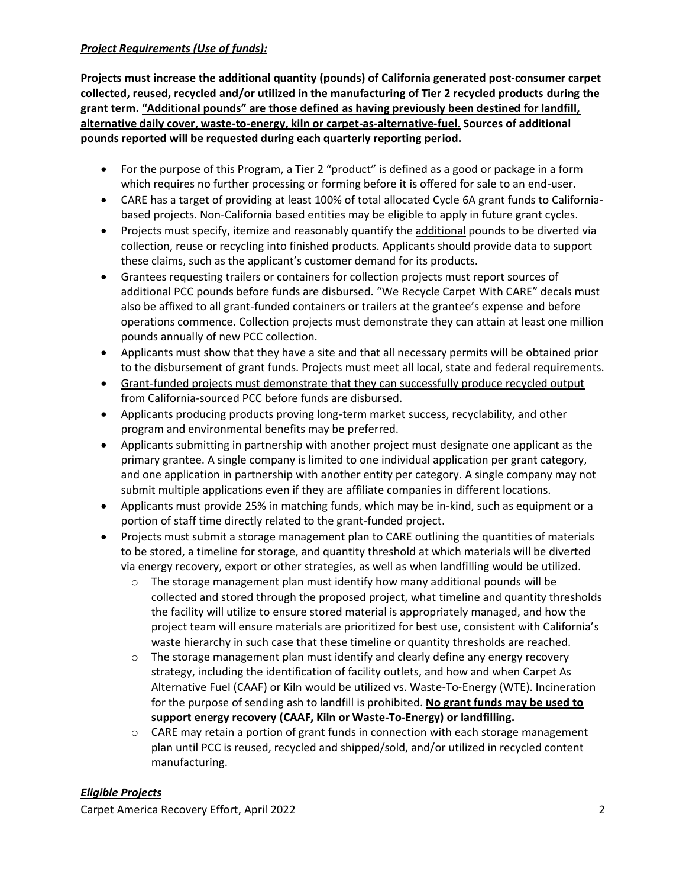***Project Requirements (Use of funds):***

**Projects must increase the additional quantity (pounds) of California generated post-consumer carpet collected, reused, recycled and/or utilized in the manufacturing of Tier 2 recycled products during the grant term. <u>"Additional pounds" are those defined as having previously been destined for landfill, alternative daily cover, waste-to-energy, kiln or carpet-as-alternative-fuel.</u> Sources of additional pounds reported will be requested during each quarterly reporting period.**

- For the purpose of this Program, a Tier 2 "product" is defined as a good or package in a form which requires no further processing or forming before it is offered for sale to an end-user.
- CARE has a target of providing at least 100% of total allocated Cycle 6A grant funds to California-based projects. Non-California based entities may be eligible to apply in future grant cycles.
- Projects must specify, itemize and reasonably quantify the <u>additional</u> pounds to be diverted via collection, reuse or recycling into finished products. Applicants should provide data to support these claims, such as the applicant's customer demand for its products.
- Grantees requesting trailers or containers for collection projects must report sources of additional PCC pounds before funds are disbursed. "We Recycle Carpet With CARE" decals must also be affixed to all grant-funded containers or trailers at the grantee's expense and before operations commence. Collection projects must demonstrate they can attain at least one million pounds annually of new PCC collection.
- Applicants must show that they have a site and that all necessary permits will be obtained prior to the disbursement of grant funds. Projects must meet all local, state and federal requirements.
- <u>Grant-funded projects must demonstrate that they can successfully produce recycled output from California-sourced PCC before funds are disbursed.</u>
- Applicants producing products proving long-term market success, recyclability, and other program and environmental benefits may be preferred.
- Applicants submitting in partnership with another project must designate one applicant as the primary grantee. A single company is limited to one individual application per grant category, and one application in partnership with another entity per category. A single company may not submit multiple applications even if they are affiliate companies in different locations.
- Applicants must provide 25% in matching funds, which may be in-kind, such as equipment or a portion of staff time directly related to the grant-funded project.
- Projects must submit a storage management plan to CARE outlining the quantities of materials to be stored, a timeline for storage, and quantity threshold at which materials will be diverted via energy recovery, export or other strategies, as well as when landfilling would be utilized.
  - The storage management plan must identify how many additional pounds will be collected and stored through the proposed project, what timeline and quantity thresholds the facility will utilize to ensure stored material is appropriately managed, and how the project team will ensure materials are prioritized for best use, consistent with California's waste hierarchy in such case that these timeline or quantity thresholds are reached.
  - The storage management plan must identify and clearly define any energy recovery strategy, including the identification of facility outlets, and how and when Carpet As Alternative Fuel (CAAF) or Kiln would be utilized vs. Waste-To-Energy (WTE). Incineration for the purpose of sending ash to landfill is prohibited. **<u>No grant funds may be used to support energy recovery (CAAF, Kiln or Waste-To-Energy) or landfilling</u>.**
  - CARE may retain a portion of grant funds in connection with each storage management plan until PCC is reused, recycled and shipped/sold, and/or utilized in recycled content manufacturing.

***Eligible Projects***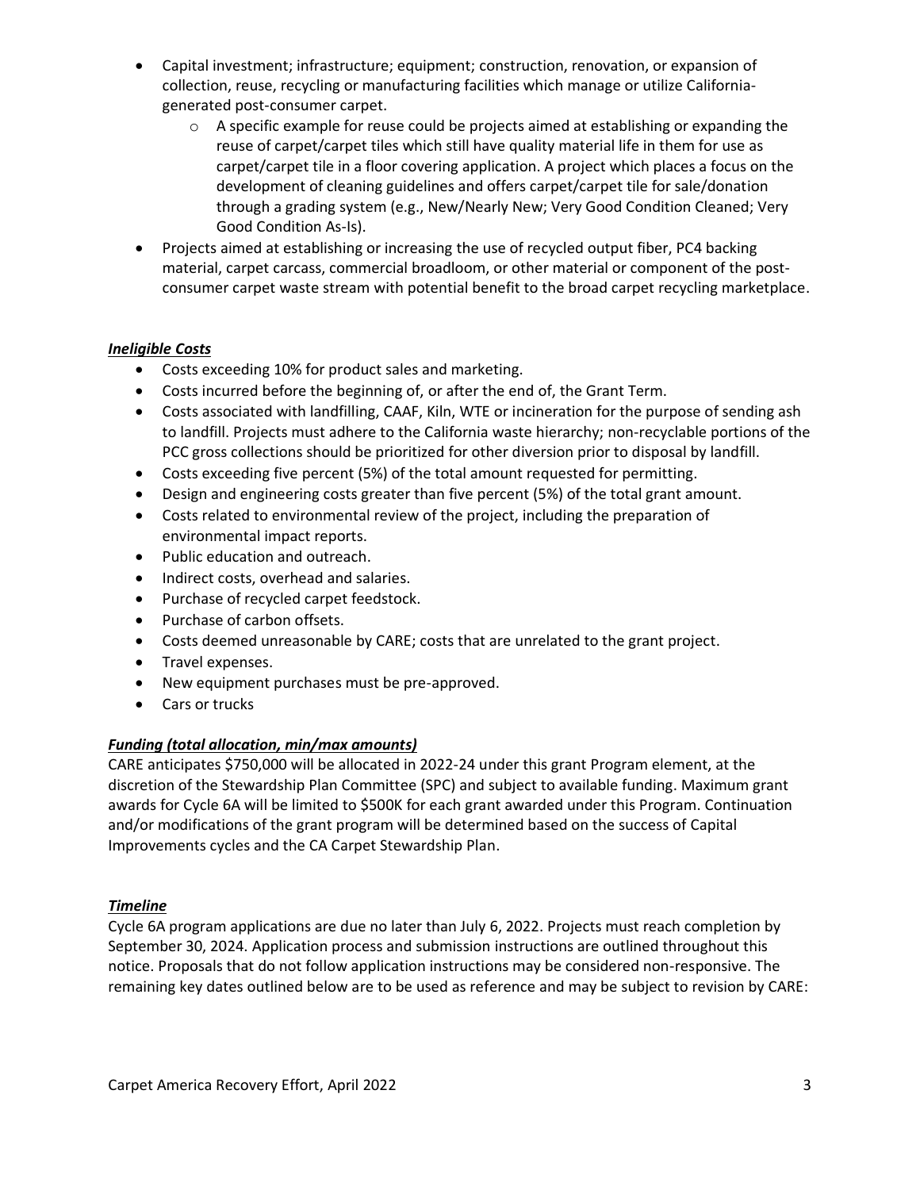- Capital investment; infrastructure; equipment; construction, renovation, or expansion of collection, reuse, recycling or manufacturing facilities which manage or utilize California-generated post-consumer carpet.
    - A specific example for reuse could be projects aimed at establishing or expanding the reuse of carpet/carpet tiles which still have quality material life in them for use as carpet/carpet tile in a floor covering application. A project which places a focus on the development of cleaning guidelines and offers carpet/carpet tile for sale/donation through a grading system (e.g., New/Nearly New; Very Good Condition Cleaned; Very Good Condition As-Is).
- Projects aimed at establishing or increasing the use of recycled output fiber, PC4 backing material, carpet carcass, commercial broadloom, or other material or component of the post-consumer carpet waste stream with potential benefit to the broad carpet recycling marketplace.

***Ineligible Costs***

- Costs exceeding 10% for product sales and marketing.
- Costs incurred before the beginning of, or after the end of, the Grant Term.
- Costs associated with landfilling, CAAF, Kiln, WTE or incineration for the purpose of sending ash to landfill. Projects must adhere to the California waste hierarchy; non-recyclable portions of the PCC gross collections should be prioritized for other diversion prior to disposal by landfill.
- Costs exceeding five percent (5%) of the total amount requested for permitting.
- Design and engineering costs greater than five percent (5%) of the total grant amount.
- Costs related to environmental review of the project, including the preparation of environmental impact reports.
- Public education and outreach.
- Indirect costs, overhead and salaries.
- Purchase of recycled carpet feedstock.
- Purchase of carbon offsets.
- Costs deemed unreasonable by CARE; costs that are unrelated to the grant project.
- Travel expenses.
- New equipment purchases must be pre-approved.
- Cars or trucks

***Funding (total allocation, min/max amounts)***

CARE anticipates $750,000 will be allocated in 2022-24 under this grant Program element, at the discretion of the Stewardship Plan Committee (SPC) and subject to available funding. Maximum grant awards for Cycle 6A will be limited to $500K for each grant awarded under this Program. Continuation and/or modifications of the grant program will be determined based on the success of Capital Improvements cycles and the CA Carpet Stewardship Plan.

***Timeline***

Cycle 6A program applications are due no later than July 6, 2022. Projects must reach completion by September 30, 2024. Application process and submission instructions are outlined throughout this notice. Proposals that do not follow application instructions may be considered non-responsive. The remaining key dates outlined below are to be used as reference and may be subject to revision by CARE: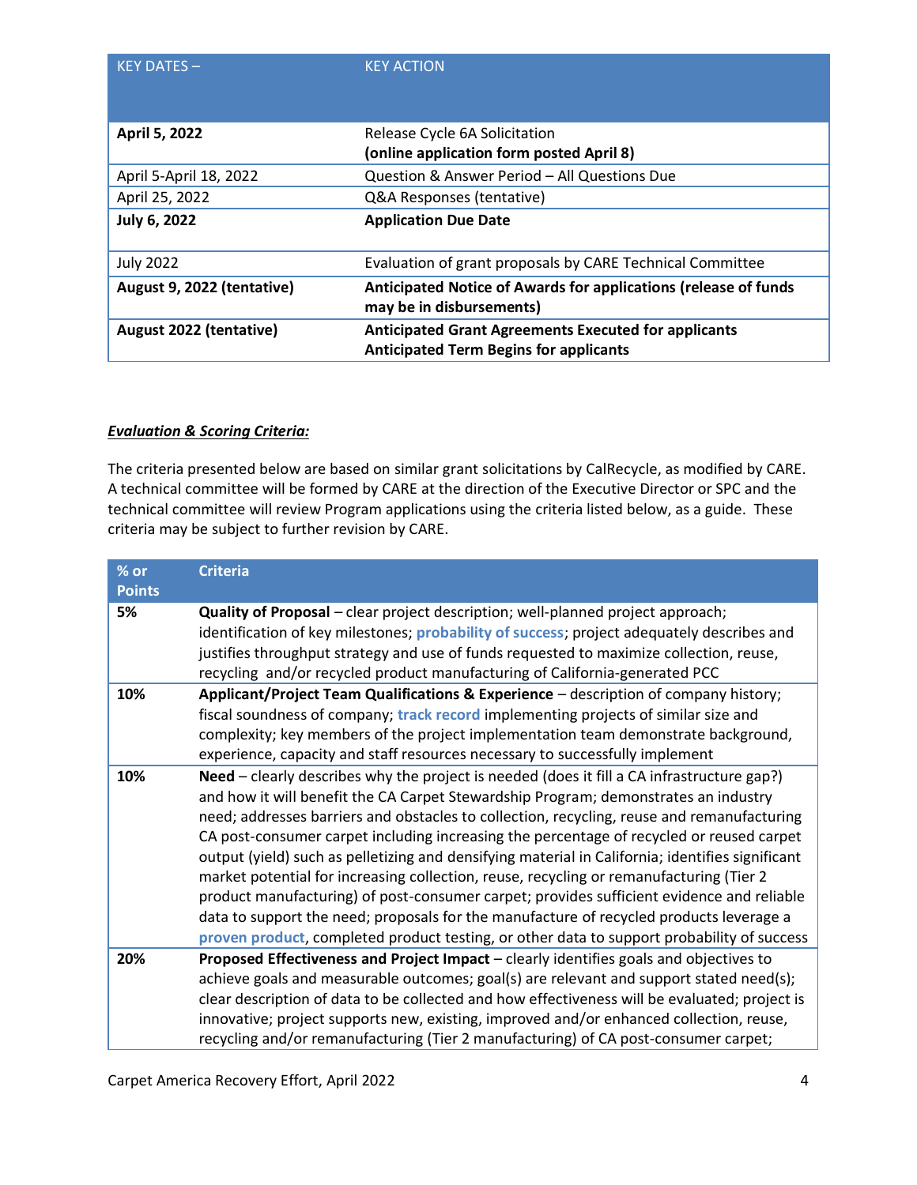| KEY DATES – | KEY ACTION |
| --- | --- |
| **April 5, 2022** | Release Cycle 6A Solicitation<br>**(online application form posted April 8)** |
| April 5-April 18, 2022 | Question & Answer Period – All Questions Due |
| April 25, 2022 | Q&A Responses (tentative) |
| **July 6, 2022** | **Application Due Date** |
| July 2022 | Evaluation of grant proposals by CARE Technical Committee |
| **August 9, 2022 (tentative)** | **Anticipated Notice of Awards for applications (release of funds may be in disbursements)** |
| **August 2022 (tentative)** | **Anticipated Grant Agreements Executed for applicants**<br>**Anticipated Term Begins for applicants** |

***Evaluation & Scoring Criteria:***

The criteria presented below are based on similar grant solicitations by CalRecycle, as modified by CARE. A technical committee will be formed by CARE at the direction of the Executive Director or SPC and the technical committee will review Program applications using the criteria listed below, as a guide. These criteria may be subject to further revision by CARE.

| % or Points | Criteria |
| --- | --- |
| **5%** | **Quality of Proposal** – clear project description; well-planned project approach; identification of key milestones; **probability of success**; project adequately describes and justifies throughput strategy and use of funds requested to maximize collection, reuse, recycling and/or recycled product manufacturing of California-generated PCC |
| **10%** | **Applicant/Project Team Qualifications & Experience** – description of company history; fiscal soundness of company; **track record** implementing projects of similar size and complexity; key members of the project implementation team demonstrate background, experience, capacity and staff resources necessary to successfully implement |
| **10%** | **Need** – clearly describes why the project is needed (does it fill a CA infrastructure gap?) and how it will benefit the CA Carpet Stewardship Program; demonstrates an industry need; addresses barriers and obstacles to collection, recycling, reuse and remanufacturing CA post-consumer carpet including increasing the percentage of recycled or reused carpet output (yield) such as pelletizing and densifying material in California; identifies significant market potential for increasing collection, reuse, recycling or remanufacturing (Tier 2 product manufacturing) of post-consumer carpet; provides sufficient evidence and reliable data to support the need; proposals for the manufacture of recycled products leverage a **proven product**, completed product testing, or other data to support probability of success |
| **20%** | **Proposed Effectiveness and Project Impact** – clearly identifies goals and objectives to achieve goals and measurable outcomes; goal(s) are relevant and support stated need(s); clear description of data to be collected and how effectiveness will be evaluated; project is innovative; project supports new, existing, improved and/or enhanced collection, reuse, recycling and/or remanufacturing (Tier 2 manufacturing) of CA post-consumer carpet; |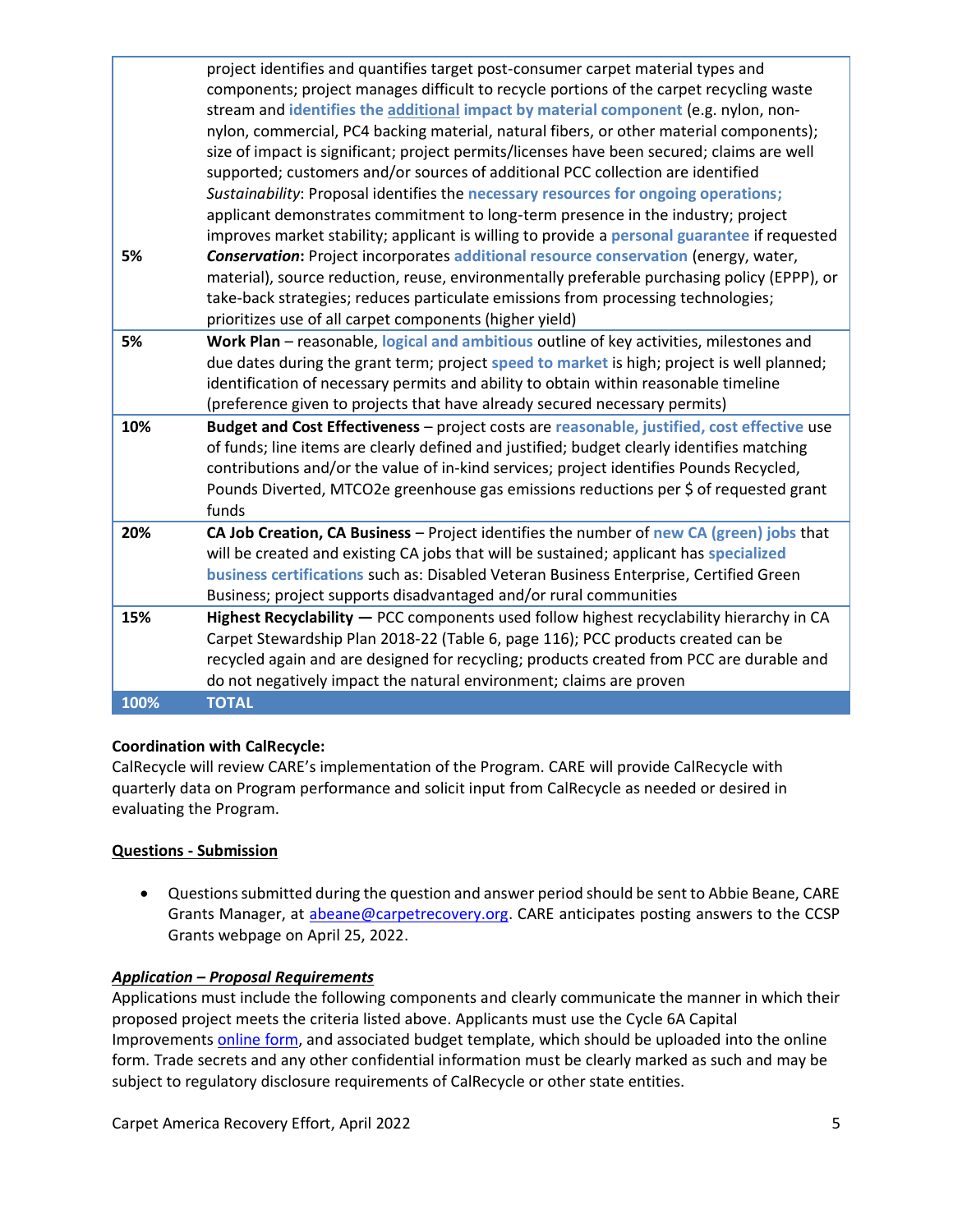| | |
|---|---|
| 5% | project identifies and quantifies target post-consumer carpet material types and components; project manages difficult to recycle portions of the carpet recycling waste stream and **identifies the additional impact by material component** (e.g. nylon, non-nylon, commercial, PC4 backing material, natural fibers, or other material components); size of impact is significant; project permits/licenses have been secured; claims are well supported; customers and/or sources of additional PCC collection are identified *Sustainability*: Proposal identifies the **necessary resources for ongoing operations;** applicant demonstrates commitment to long-term presence in the industry; project improves market stability; applicant is willing to provide a **personal guarantee** if requested ***Conservation*:** Project incorporates **additional resource conservation** (energy, water, material), source reduction, reuse, environmentally preferable purchasing policy (EPPP), or take-back strategies; reduces particulate emissions from processing technologies; prioritizes use of all carpet components (higher yield) |
| 5% | **Work Plan** – reasonable, **logical and ambitious** outline of key activities, milestones and due dates during the grant term; project **speed to market** is high; project is well planned; identification of necessary permits and ability to obtain within reasonable timeline (preference given to projects that have already secured necessary permits) |
| 10% | **Budget and Cost Effectiveness** – project costs are **reasonable, justified, cost effective** use of funds; line items are clearly defined and justified; budget clearly identifies matching contributions and/or the value of in-kind services; project identifies Pounds Recycled, Pounds Diverted, MTCO2e greenhouse gas emissions reductions per $ of requested grant funds |
| 20% | **CA Job Creation, CA Business** – Project identifies the number of **new CA (green) jobs** that will be created and existing CA jobs that will be sustained; applicant has **specialized business certifications** such as: Disabled Veteran Business Enterprise, Certified Green Business; project supports disadvantaged and/or rural communities |
| 15% | **Highest Recyclability —** PCC components used follow highest recyclability hierarchy in CA Carpet Stewardship Plan 2018-22 (Table 6, page 116); PCC products created can be recycled again and are designed for recycling; products created from PCC are durable and do not negatively impact the natural environment; claims are proven |
| **100%** | **TOTAL** |

**Coordination with CalRecycle:**
CalRecycle will review CARE's implementation of the Program. CARE will provide CalRecycle with quarterly data on Program performance and solicit input from CalRecycle as needed or desired in evaluating the Program.

**Questions - Submission**

- Questions submitted during the question and answer period should be sent to Abbie Beane, CARE Grants Manager, at abeane@carpetrecovery.org. CARE anticipates posting answers to the CCSP Grants webpage on April 25, 2022.

***Application – Proposal Requirements***
Applications must include the following components and clearly communicate the manner in which their proposed project meets the criteria listed above. Applicants must use the Cycle 6A Capital Improvements online form, and associated budget template, which should be uploaded into the online form. Trade secrets and any other confidential information must be clearly marked as such and may be subject to regulatory disclosure requirements of CalRecycle or other state entities.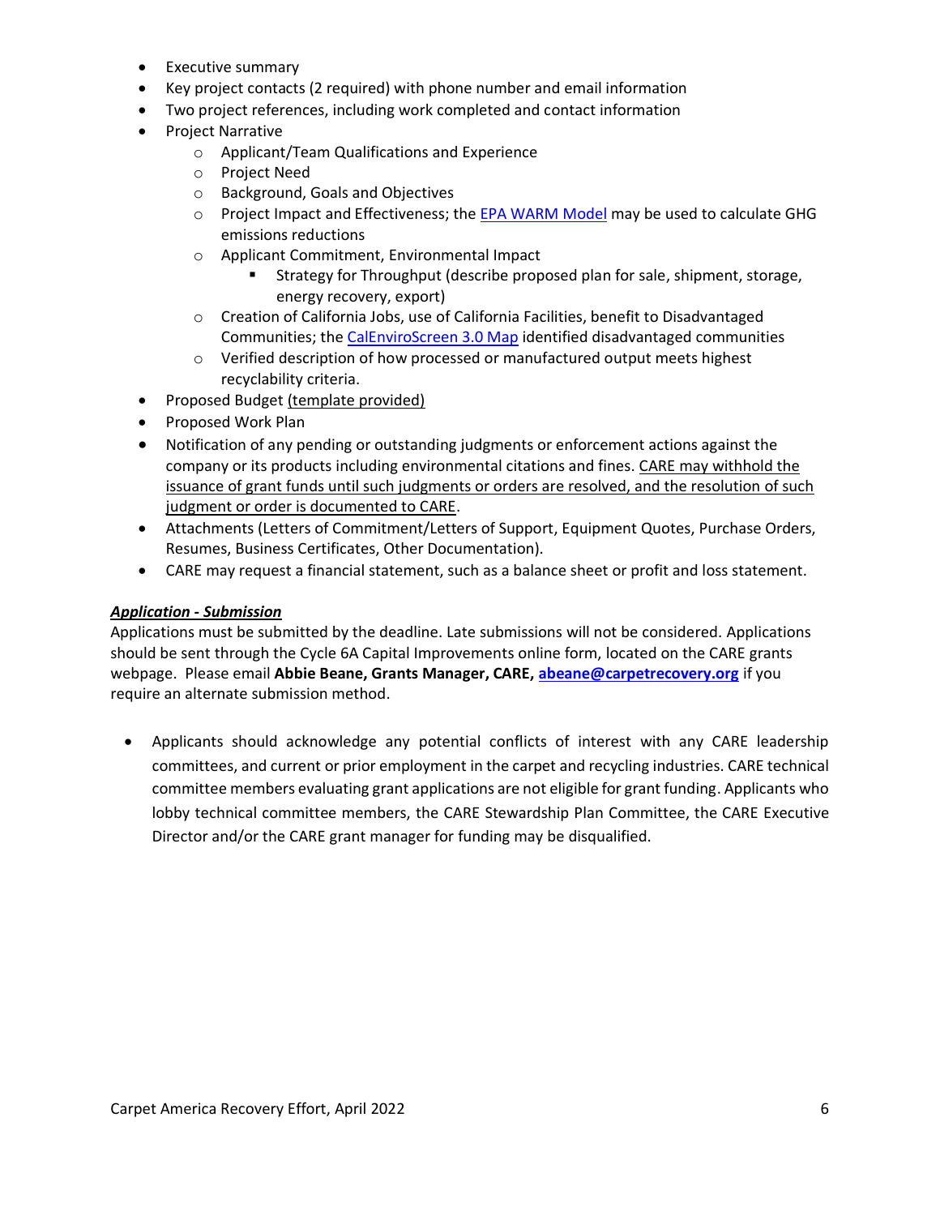- Executive summary
- Key project contacts (2 required) with phone number and email information
- Two project references, including work completed and contact information
- Project Narrative
  - Applicant/Team Qualifications and Experience
  - Project Need
  - Background, Goals and Objectives
  - Project Impact and Effectiveness; the EPA WARM Model may be used to calculate GHG emissions reductions
  - Applicant Commitment, Environmental Impact
    - Strategy for Throughput (describe proposed plan for sale, shipment, storage, energy recovery, export)
  - Creation of California Jobs, use of California Facilities, benefit to Disadvantaged Communities; the CalEnviroScreen 3.0 Map identified disadvantaged communities
  - Verified description of how processed or manufactured output meets highest recyclability criteria.
- Proposed Budget (template provided)
- Proposed Work Plan
- Notification of any pending or outstanding judgments or enforcement actions against the company or its products including environmental citations and fines. CARE may withhold the issuance of grant funds until such judgments or orders are resolved, and the resolution of such judgment or order is documented to CARE.
- Attachments (Letters of Commitment/Letters of Support, Equipment Quotes, Purchase Orders, Resumes, Business Certificates, Other Documentation).
- CARE may request a financial statement, such as a balance sheet or profit and loss statement.

***Application - Submission***

Applications must be submitted by the deadline. Late submissions will not be considered. Applications should be sent through the Cycle 6A Capital Improvements online form, located on the CARE grants webpage. Please email **Abbie Beane, Grants Manager, CARE, abeane@carpetrecovery.org** if you require an alternate submission method.

- Applicants should acknowledge any potential conflicts of interest with any CARE leadership committees, and current or prior employment in the carpet and recycling industries. CARE technical committee members evaluating grant applications are not eligible for grant funding. Applicants who lobby technical committee members, the CARE Stewardship Plan Committee, the CARE Executive Director and/or the CARE grant manager for funding may be disqualified.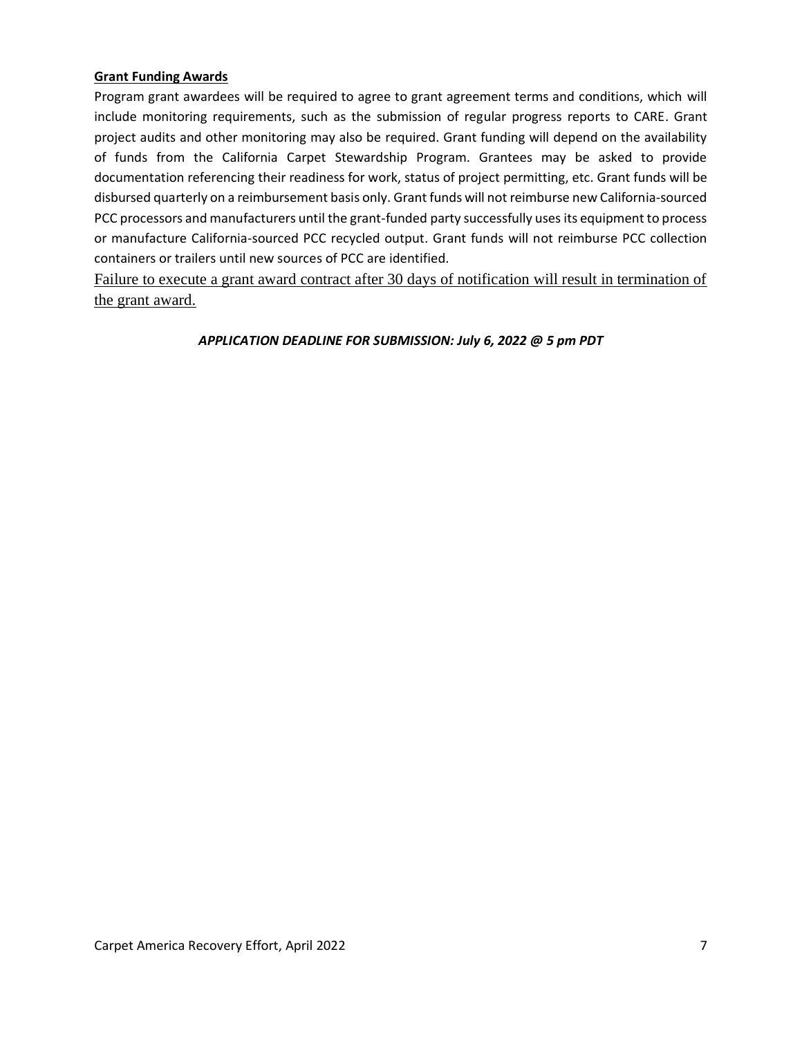**Grant Funding Awards**

Program grant awardees will be required to agree to grant agreement terms and conditions, which will include monitoring requirements, such as the submission of regular progress reports to CARE. Grant project audits and other monitoring may also be required. Grant funding will depend on the availability of funds from the California Carpet Stewardship Program. Grantees may be asked to provide documentation referencing their readiness for work, status of project permitting, etc. Grant funds will be disbursed quarterly on a reimbursement basis only. Grant funds will not reimburse new California-sourced PCC processors and manufacturers until the grant-funded party successfully uses its equipment to process or manufacture California-sourced PCC recycled output. Grant funds will not reimburse PCC collection containers or trailers until new sources of PCC are identified.

Failure to execute a grant award contract after 30 days of notification will result in termination of the grant award.

***APPLICATION DEADLINE FOR SUBMISSION: July 6, 2022 @ 5 pm PDT***